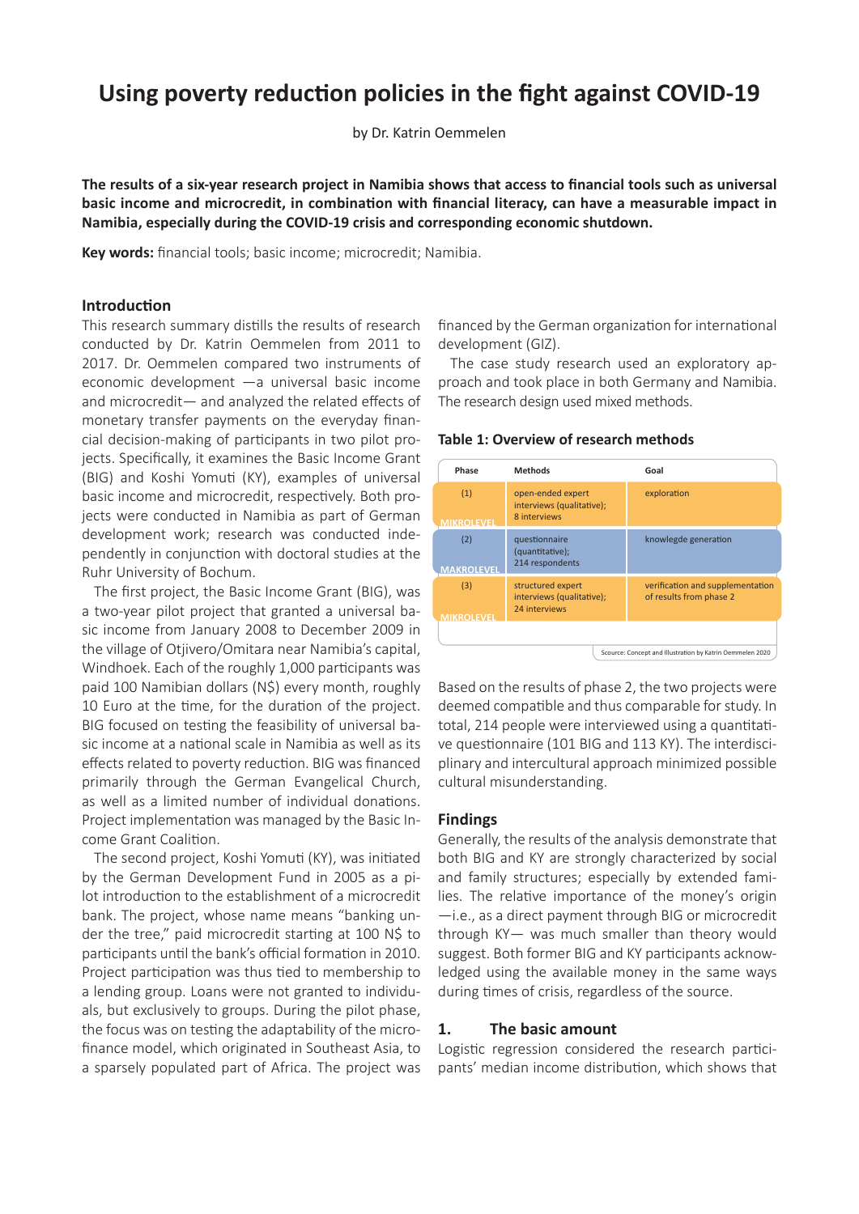# Using poverty reduction policies in the fight against COVID-19

by Dr. Katrin Oemmelen

**The results of a six-year research project in Namibia shows that access to financial tools such as universal basic income and microcredit, in combination with financial literacy, can have a measurable impact in Namibia, especially during the COVID-19 crisis and corresponding economic shutdown.**

**Key words:** financial tools; basic income; microcredit; Namibia.

## Introduction

This research summary distills the results of research conducted by Dr. Katrin Oemmelen from 2011 to 2017. Dr. Oemmelen compared two instruments of economic development —a universal basic income and microcredit— and analyzed the related effects of monetary transfer payments on the everyday financial decision-making of participants in two pilot projects. Specifically, it examines the Basic Income Grant (BIG) and Koshi Yomuti (KY), examples of universal basic income and microcredit, respectively. Both projects were conducted in Namibia as part of German development work; research was conducted independently in conjunction with doctoral studies at the Ruhr University of Bochum.

The first project, the Basic Income Grant (BIG), was a two-year pilot project that granted a universal basic income from January 2008 to December 2009 in the village of Otjivero/Omitara near Namibia's capital, Windhoek. Each of the roughly 1,000 participants was paid 100 Namibian dollars (N$) every month, roughly 10 Euro at the time, for the duration of the project. BIG focused on testing the feasibility of universal basic income at a national scale in Namibia as well as its effects related to poverty reduction. BIG was financed primarily through the German Evangelical Church, as well as a limited number of individual donations. Project implementation was managed by the Basic Income Grant Coalition.

The second project, Koshi Yomuti (KY), was initiated by the German Development Fund in 2005 as a pilot introduction to the establishment of a microcredit bank. The project, whose name means "banking under the tree," paid microcredit starting at 100 N$ to participants until the bank's official formation in 2010. Project participation was thus tied to membership to a lending group. Loans were not granted to individuals, but exclusively to groups. During the pilot phase, the focus was on testing the adaptability of the microfinance model, which originated in Southeast Asia, to a sparsely populated part of Africa. The project was financed by the German organization for international development (GIZ).

The case study research used an exploratory approach and took place in both Germany and Namibia. The research design used mixed methods.

**Table 1: Overview of research methods**

| Phase | Methods | Goal |
|---|---|---|
| (1) MIKROLEVEL | open-ended expert interviews (qualitative); 8 interviews | exploration |
| (2) MAKROLEVEL | questionnaire (quantitative); 214 respondents | knowlegde generation |
| (3) MIKROLEVEL | structured expert interviews (qualitative); 24 interviews | verification and supplementation of results from phase 2 |

Scource: Concept and Illustration by Katrin Oemmelen 2020

Based on the results of phase 2, the two projects were deemed compatible and thus comparable for study. In total, 214 people were interviewed using a quantitative questionnaire (101 BIG and 113 KY). The interdisciplinary and intercultural approach minimized possible cultural misunderstanding.

## Findings

Generally, the results of the analysis demonstrate that both BIG and KY are strongly characterized by social and family structures; especially by extended families. The relative importance of the money's origin —i.e., as a direct payment through BIG or microcredit through KY— was much smaller than theory would suggest. Both former BIG and KY participants acknowledged using the available money in the same ways during times of crisis, regardless of the source.

### 1. The basic amount

Logistic regression considered the research participants' median income distribution, which shows that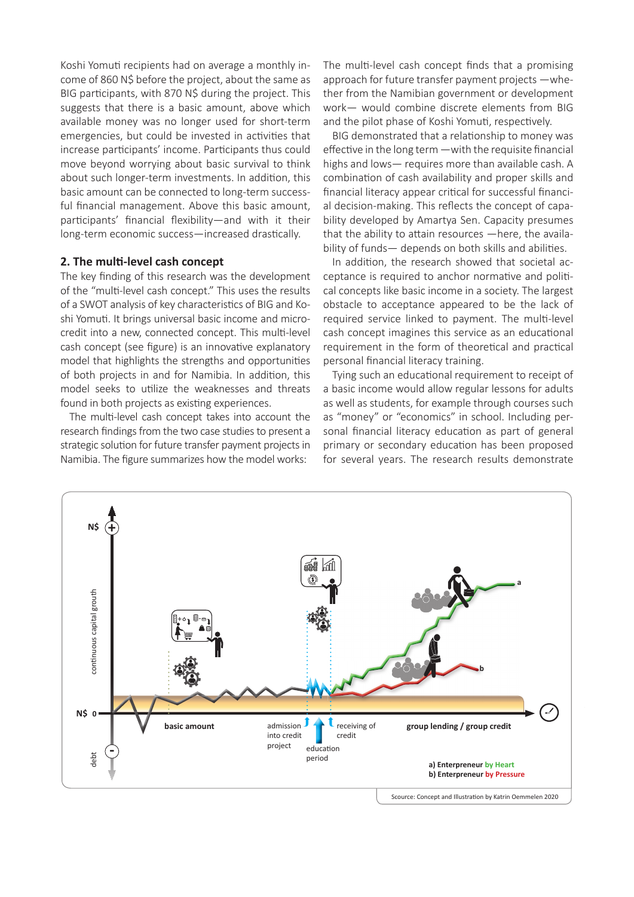Koshi Yomuti recipients had on average a monthly income of 860 N$ before the project, about the same as BIG participants, with 870 N$ during the project. This suggests that there is a basic amount, above which available money was no longer used for short-term emergencies, but could be invested in activities that increase participants' income. Participants thus could move beyond worrying about basic survival to think about such longer-term investments. In addition, this basic amount can be connected to long-term successful financial management. Above this basic amount, participants' financial flexibility—and with it their long-term economic success—increased drastically.

## 2. The multi-level cash concept

The key finding of this research was the development of the "multi-level cash concept." This uses the results of a SWOT analysis of key characteristics of BIG and Koshi Yomuti. It brings universal basic income and microcredit into a new, connected concept. This multi-level cash concept (see figure) is an innovative explanatory model that highlights the strengths and opportunities of both projects in and for Namibia. In addition, this model seeks to utilize the weaknesses and threats found in both projects as existing experiences.

The multi-level cash concept takes into account the research findings from the two case studies to present a strategic solution for future transfer payment projects in Namibia. The figure summarizes how the model works:

The multi-level cash concept finds that a promising approach for future transfer payment projects —whether from the Namibian government or development work— would combine discrete elements from BIG and the pilot phase of Koshi Yomuti, respectively.

BIG demonstrated that a relationship to money was effective in the long term —with the requisite financial highs and lows— requires more than available cash. A combination of cash availability and proper skills and financial literacy appear critical for successful financial decision-making. This reflects the concept of capability developed by Amartya Sen. Capacity presumes that the ability to attain resources —here, the availability of funds— depends on both skills and abilities.

In addition, the research showed that societal acceptance is required to anchor normative and political concepts like basic income in a society. The largest obstacle to acceptance appeared to be the lack of required service linked to payment. The multi-level cash concept imagines this service as an educational requirement in the form of theoretical and practical personal financial literacy training.

Tying such an educational requirement to receipt of a basic income would allow regular lessons for adults as well as students, for example through courses such as "money" or "economics" in school. Including personal financial literacy education as part of general primary or secondary education has been proposed for several years. The research results demonstrate

Scource: Concept and Illustration by Katrin Oemmelen 2020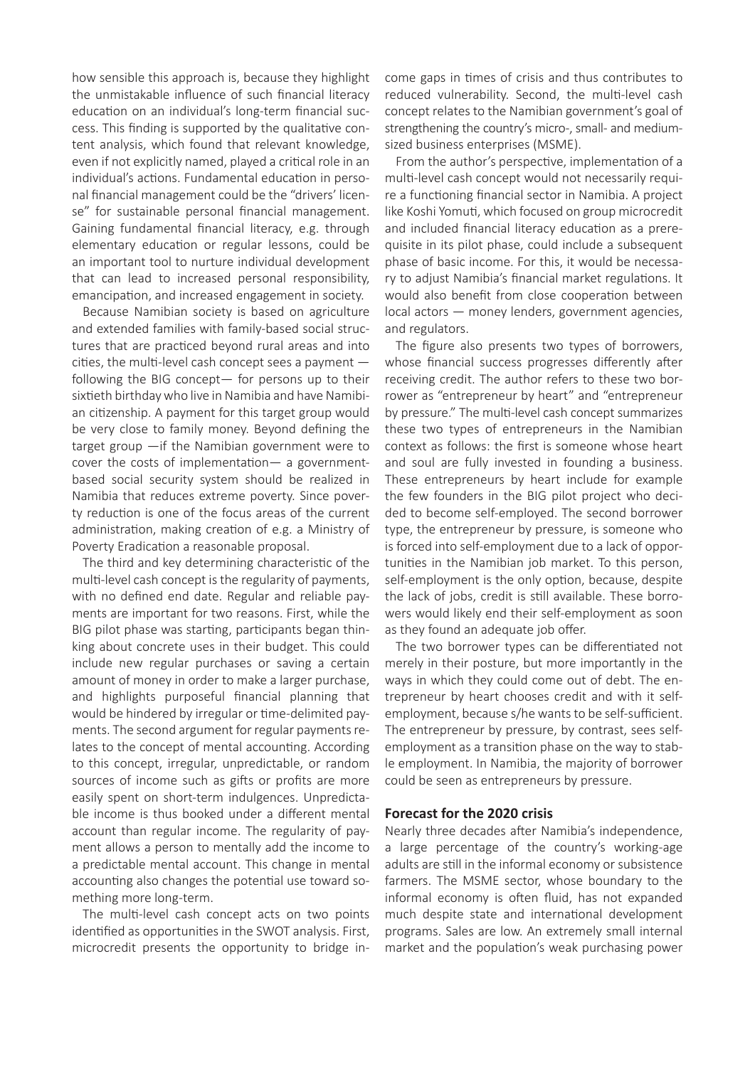how sensible this approach is, because they highlight the unmistakable influence of such financial literacy education on an individual's long-term financial success. This finding is supported by the qualitative content analysis, which found that relevant knowledge, even if not explicitly named, played a critical role in an individual's actions. Fundamental education in personal financial management could be the "drivers' license" for sustainable personal financial management. Gaining fundamental financial literacy, e.g. through elementary education or regular lessons, could be an important tool to nurture individual development that can lead to increased personal responsibility, emancipation, and increased engagement in society.

Because Namibian society is based on agriculture and extended families with family-based social structures that are practiced beyond rural areas and into cities, the multi-level cash concept sees a payment — following the BIG concept— for persons up to their sixtieth birthday who live in Namibia and have Namibian citizenship. A payment for this target group would be very close to family money. Beyond defining the target group —if the Namibian government were to cover the costs of implementation— a government-based social security system should be realized in Namibia that reduces extreme poverty. Since poverty reduction is one of the focus areas of the current administration, making creation of e.g. a Ministry of Poverty Eradication a reasonable proposal.

The third and key determining characteristic of the multi-level cash concept is the regularity of payments, with no defined end date. Regular and reliable payments are important for two reasons. First, while the BIG pilot phase was starting, participants began thinking about concrete uses in their budget. This could include new regular purchases or saving a certain amount of money in order to make a larger purchase, and highlights purposeful financial planning that would be hindered by irregular or time-delimited payments. The second argument for regular payments relates to the concept of mental accounting. According to this concept, irregular, unpredictable, or random sources of income such as gifts or profits are more easily spent on short-term indulgences. Unpredictable income is thus booked under a different mental account than regular income. The regularity of payment allows a person to mentally add the income to a predictable mental account. This change in mental accounting also changes the potential use toward something more long-term.

The multi-level cash concept acts on two points identified as opportunities in the SWOT analysis. First, microcredit presents the opportunity to bridge income gaps in times of crisis and thus contributes to reduced vulnerability. Second, the multi-level cash concept relates to the Namibian government's goal of strengthening the country's micro-, small- and medium-sized business enterprises (MSME).

From the author's perspective, implementation of a multi-level cash concept would not necessarily require a functioning financial sector in Namibia. A project like Koshi Yomuti, which focused on group microcredit and included financial literacy education as a prerequisite in its pilot phase, could include a subsequent phase of basic income. For this, it would be necessary to adjust Namibia's financial market regulations. It would also benefit from close cooperation between local actors — money lenders, government agencies, and regulators.

The figure also presents two types of borrowers, whose financial success progresses differently after receiving credit. The author refers to these two borrower as "entrepreneur by heart" and "entrepreneur by pressure." The multi-level cash concept summarizes these two types of entrepreneurs in the Namibian context as follows: the first is someone whose heart and soul are fully invested in founding a business. These entrepreneurs by heart include for example the few founders in the BIG pilot project who decided to become self-employed. The second borrower type, the entrepreneur by pressure, is someone who is forced into self-employment due to a lack of opportunities in the Namibian job market. To this person, self-employment is the only option, because, despite the lack of jobs, credit is still available. These borrowers would likely end their self-employment as soon as they found an adequate job offer.

The two borrower types can be differentiated not merely in their posture, but more importantly in the ways in which they could come out of debt. The entrepreneur by heart chooses credit and with it self-employment, because s/he wants to be self-sufficient. The entrepreneur by pressure, by contrast, sees self-employment as a transition phase on the way to stable employment. In Namibia, the majority of borrower could be seen as entrepreneurs by pressure.

### Forecast for the 2020 crisis

Nearly three decades after Namibia's independence, a large percentage of the country's working-age adults are still in the informal economy or subsistence farmers. The MSME sector, whose boundary to the informal economy is often fluid, has not expanded much despite state and international development programs. Sales are low. An extremely small internal market and the population's weak purchasing power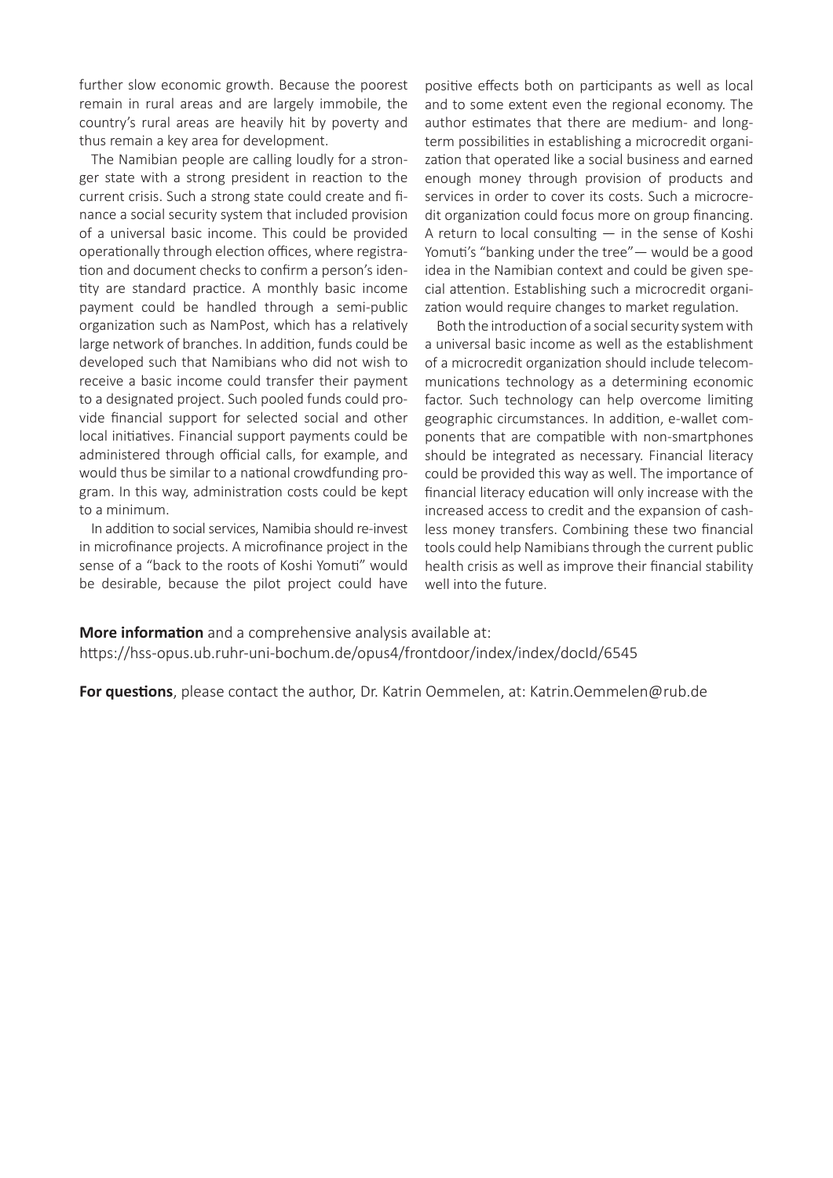further slow economic growth. Because the poorest remain in rural areas and are largely immobile, the country's rural areas are heavily hit by poverty and thus remain a key area for development.

The Namibian people are calling loudly for a stronger state with a strong president in reaction to the current crisis. Such a strong state could create and finance a social security system that included provision of a universal basic income. This could be provided operationally through election offices, where registration and document checks to confirm a person's identity are standard practice. A monthly basic income payment could be handled through a semi-public organization such as NamPost, which has a relatively large network of branches. In addition, funds could be developed such that Namibians who did not wish to receive a basic income could transfer their payment to a designated project. Such pooled funds could provide financial support for selected social and other local initiatives. Financial support payments could be administered through official calls, for example, and would thus be similar to a national crowdfunding program. In this way, administration costs could be kept to a minimum.

In addition to social services, Namibia should re-invest in microfinance projects. A microfinance project in the sense of a "back to the roots of Koshi Yomuti" would be desirable, because the pilot project could have positive effects both on participants as well as local and to some extent even the regional economy. The author estimates that there are medium- and long-term possibilities in establishing a microcredit organization that operated like a social business and earned enough money through provision of products and services in order to cover its costs. Such a microcredit organization could focus more on group financing. A return to local consulting — in the sense of Koshi Yomuti's "banking under the tree"— would be a good idea in the Namibian context and could be given special attention. Establishing such a microcredit organization would require changes to market regulation.

Both the introduction of a social security system with a universal basic income as well as the establishment of a microcredit organization should include telecommunications technology as a determining economic factor. Such technology can help overcome limiting geographic circumstances. In addition, e-wallet components that are compatible with non-smartphones should be integrated as necessary. Financial literacy could be provided this way as well. The importance of financial literacy education will only increase with the increased access to credit and the expansion of cashless money transfers. Combining these two financial tools could help Namibians through the current public health crisis as well as improve their financial stability well into the future.

**More information** and a comprehensive analysis available at:
https://hss-opus.ub.ruhr-uni-bochum.de/opus4/frontdoor/index/index/docId/6545

**For questions**, please contact the author, Dr. Katrin Oemmelen, at: Katrin.Oemmelen@rub.de